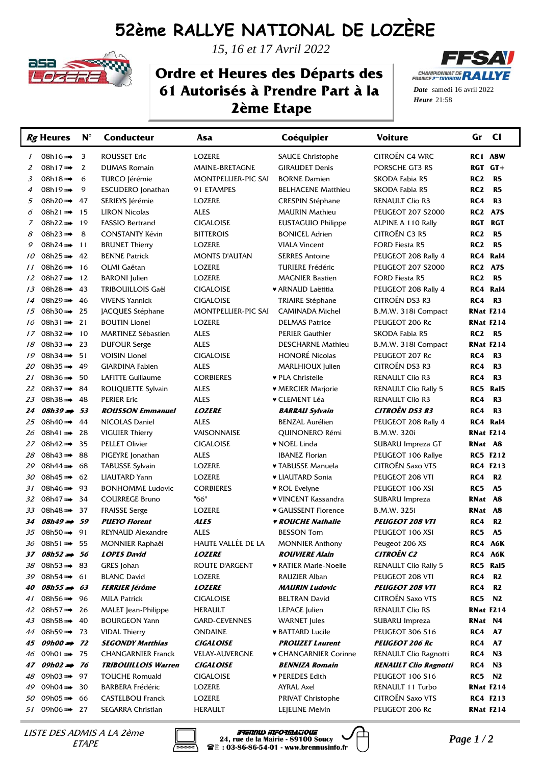# 52ème RALLYE NATIONAL DE LOZÈRE

*15, 16 et 17 Avril 2022*

## Ordre et Heures des Départs des 61 Autorisés à Prendre Part à la 2ème Etape

**Date** samedi 16 avril 2022
**Heure** 21:58

| Rg | Heures | N° | Conducteur | Asa | Coéquipier | Voiture | Gr | Cl |
|---|---|---|---|---|---|---|---|---|
| 1 | 08h16 | 3 | ROUSSET Eric | LOZERE | SAUCE Christophe | CITROËN C4 WRC | RC1 | A8W |
| 2 | 08h17 | 2 | DUMAS Romain | MAINE-BRETAGNE | GIRAUDET Denis | PORSCHE GT3 RS | RGT | GT+ |
| 3 | 08h18 | 6 | TURCO Jérémie | MONTPELLIER-PIC SAI | BORNE Damien | SKODA Fabia R5 | RC2 | R5 |
| 4 | 08h19 | 9 | ESCUDERO Jonathan | 91 ETAMPES | BELHACENE Matthieu | SKODA Fabia R5 | RC2 | R5 |
| 5 | 08h20 | 47 | SERIEYS Jérémie | LOZERE | CRESPIN Stéphane | RENAULT Clio R3 | RC4 | R3 |
| 6 | 08h21 | 15 | LIRON Nicolas | ALES | MAURIN Mathieu | PEUGEOT 207 S2000 | RC2 | A7S |
| 7 | 08h22 | 19 | FASSIO Bertrand | CIGALOISE | EUSTAGUIO Philippe | ALPINE A 110 Rally | RGT | RGT |
| 8 | 08h23 | 8 | CONSTANTY Kévin | BITTEROIS | BONICEL Adrien | CITROËN C3 R5 | RC2 | R5 |
| 9 | 08h24 | 11 | BRUNET Thierry | LOZERE | VIALA Vincent | FORD Fiesta R5 | RC2 | R5 |
| 10 | 08h25 | 42 | BENNE Patrick | MONTS D'AUTAN | SERRES Antoine | PEUGEOT 208 Rally 4 | RC4 | Ral4 |
| 11 | 08h26 | 16 | OLMI Gaëtan | LOZERE | TURIERE Frédéric | PEUGEOT 207 S2000 | RC2 | A7S |
| 12 | 08h27 | 12 | BARONI Julien | LOZERE | MAGNIER Bastien | FORD Fiesta R5 | RC2 | R5 |
| 13 | 08h28 | 43 | TRIBOUILLOIS Gaël | CIGALOISE | ♥ ARNAUD Laëtitia | PEUGEOT 208 Rally 4 | RC4 | Ral4 |
| 14 | 08h29 | 46 | VIVENS Yannick | CIGALOISE | TRIAIRE Stéphane | CITROËN DS3 R3 | RC4 | R3 |
| 15 | 08h30 | 25 | JACQUES Stéphane | MONTPELLIER-PIC SAI | CAMINADA Michel | B.M.W. 318i Compact | RNat | F214 |
| 16 | 08h31 | 21 | BOUTIN Lionel | LOZERE | DELMAS Patrice | PEUGEOT 206 Rc | RNat | F214 |
| 17 | 08h32 | 10 | MARTINEZ Sébastien | ALES | PERIER Gauthier | SKODA Fabia R5 | RC2 | R5 |
| 18 | 08h33 | 23 | DUFOUR Serge | ALES | DESCHARNE Mathieu | B.M.W. 318i Compact | RNat | F214 |
| 19 | 08h34 | 51 | VOISIN Lionel | CIGALOISE | HONORÉ Nicolas | PEUGEOT 207 Rc | RC4 | R3 |
| 20 | 08h35 | 49 | GIARDINA Fabien | ALES | MARLHIOUX Julien | CITROËN DS3 R3 | RC4 | R3 |
| 21 | 08h36 | 50 | LAFITTE Guillaume | CORBIERES | ♥ PLA Christelle | RENAULT Clio R3 | RC4 | R3 |
| 22 | 08h37 | 84 | ROUQUETTE Sylvain | ALES | ♥ MERCIER Marjorie | RENAULT Clio Rally 5 | RC5 | Ral5 |
| 23 | 08h38 | 48 | PERIER Eric | ALES | ♥ CLEMENT Léa | RENAULT Clio R3 | RC4 | R3 |
| ***24*** | ***08h39*** | ***53*** | ***ROUSSON Emmanuel*** | ***LOZERE*** | ***BARRAU Sylvain*** | ***CITROËN DS3 R3*** | **RC4** | **R3** |
| 25 | 08h40 | 44 | NICOLAS Daniel | ALES | BENZAL Aurélien | PEUGEOT 208 Rally 4 | RC4 | Ral4 |
| 26 | 08h41 | 28 | VIGUIER Thierry | VAISONNAISE | QUINONERO Rémi | B.M.W. 320i | RNat | F214 |
| 27 | 08h42 | 35 | PELLET Olivier | CIGALOISE | ♥ NOEL Linda | SUBARU Impreza GT | RNat | A8 |
| 28 | 08h43 | 88 | PIGEYRE Jonathan | ALES | IBANEZ Florian | PEUGEOT 106 Rallye | RC5 | F212 |
| 29 | 08h44 | 68 | TABUSSE Sylvain | LOZERE | ♥ TABUSSE Manuela | CITROËN Saxo VTS | RC4 | F213 |
| 30 | 08h45 | 62 | LIAUTARD Yann | LOZERE | ♥ LIAUTARD Sonia | PEUGEOT 208 VTI | RC4 | R2 |
| 31 | 08h46 | 93 | BONHOMME Ludovic | CORBIERES | ♥ ROL Evelyne | PEUGEOT 106 XSI | RC5 | A5 |
| 32 | 08h47 | 34 | COURREGE Bruno | "66" | ♥ VINCENT Kassandra | SUBARU Impreza | RNat | A8 |
| 33 | 08h48 | 37 | FRAISSE Serge | LOZERE | ♥ GAUSSENT Florence | B.M.W. 325i | RNat | A8 |
| ***34*** | ***08h49*** | ***59*** | ***PUEYO Florent*** | ***ALES*** | ***♥ ROUCHE Nathalie*** | ***PEUGEOT 208 VTI*** | **RC4** | **R2** |
| 35 | 08h50 | 91 | REYNAUD Alexandre | ALES | BESSON Tom | PEUGEOT 106 XSI | RC5 | A5 |
| 36 | 08h51 | 55 | MONNIER Raphaël | HAUTE VALLÉE DE LA | MONNIER Anthony | Peugeot 206 XS | RC4 | A6K |
| ***37*** | ***08h52*** | ***56*** | ***LOPES David*** | ***LOZERE*** | ***ROUVIERE Alain*** | ***CITROËN C2*** | **RC4** | **A6K** |
| 38 | 08h53 | 83 | GRES Johan | ROUTE D'ARGENT | ♥ RATIER Marie-Noelle | RENAULT Clio Rally 5 | RC5 | Ral5 |
| 39 | 08h54 | 61 | BLANC David | LOZERE | RAUZIER Alban | PEUGEOT 208 VTI | RC4 | R2 |
| ***40*** | ***08h55*** | ***63*** | ***FERRIER Jérôme*** | ***LOZERE*** | ***MAURIN Ludovic*** | ***PEUGEOT 208 VTI*** | **RC4** | **R2** |
| 41 | 08h56 | 96 | MILA Patrick | CIGALOISE | BELTRAN David | CITROËN Saxo VTS | RC5 | N2 |
| 42 | 08h57 | 26 | MALET Jean-Philippe | HERAULT | LEPAGE Julien | RENAULT Clio RS | RNat | F214 |
| 43 | 08h58 | 40 | BOURGEON Yann | GARD-CEVENNES | WARNET Jules | SUBARU Impreza | RNat | N4 |
| 44 | 08h59 | 73 | VIDAL Thierry | ONDAINE | ♥ BATTARD Lucile | PEUGEOT 306 S16 | RC4 | A7 |
| ***45*** | ***09h00*** | ***72*** | ***SEGONDY Matthias*** | ***CIGALOISE*** | ***PROUZET Laurent*** | ***PEUGEOT 206 Rc*** | **RC4** | **A7** |
| 46 | 09h01 | 75 | CHANGARNIER Franck | VELAY-AUVERGNE | ♥ CHANGARNIER Corinne | RENAULT Clio Ragnotti | RC4 | N3 |
| ***47*** | ***09h02*** | ***76*** | ***TRIBOUILLOIS Warren*** | ***CIGALOISE*** | ***BENNIZA Romain*** | ***RENAULT Clio Ragnotti*** | **RC4** | **N3** |
| 48 | 09h03 | 97 | TOUCHE Romuald | CIGALOISE | ♥ PEREDES Edith | PEUGEOT 106 S16 | RC5 | N2 |
| 49 | 09h04 | 30 | BARBERA Frédéric | LOZERE | AYRAL Axel | RENAULT 11 Turbo | RNat | F214 |
| 50 | 09h05 | 66 | CASTELBOU Franck | LOZERE | PRIVAT Christophe | CITROËN Saxo VTS | RC4 | F213 |
| 51 | 09h06 | 27 | SEGARRA Christian | HERAULT | LEJEUNE Melvin | PEUGEOT 206 Rc | RNat | F214 |

*LISTE DES ADMIS A LA 2ème ETAPE*

BRENNUS INFORMATIQUE
24, rue de la Mairie - 89100 Soucy
: 03-86-86-54-01 - www.brennusinfo.fr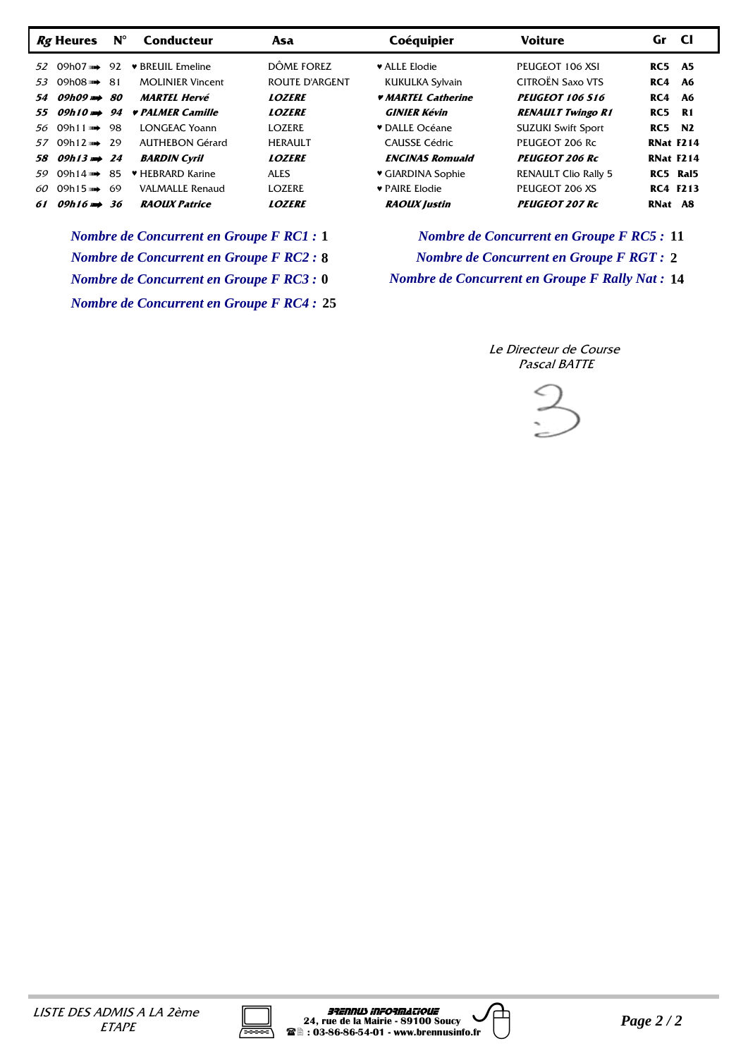| *Rg* | Heures | N° | Conducteur | Asa | Coéquipier | Voiture | Gr | Cl |
|---|---|---|---|---|---|---|---|---|
| *52* | 09h07 ➡ | 92 | ♥ BREUIL Emeline | DÔME FOREZ | ♥ ALLE Elodie | PEUGEOT 106 XSI | **RC5** | **A5** |
| *53* | 09h08 ➡ | 81 | MOLINIER Vincent | ROUTE D'ARGENT | KUKULKA Sylvain | CITROËN Saxo VTS | **RC4** | **A6** |
| ***54*** | ***09h09 ➡*** | ***80*** | ***MARTEL Hervé*** | ***LOZERE*** | ***♥ MARTEL Catherine*** | ***PEUGEOT 106 S16*** | **RC4** | **A6** |
| ***55*** | ***09h10 ➡*** | ***94*** | ***♥ PALMER Camille*** | ***LOZERE*** | ***GINIER Kévin*** | ***RENAULT Twingo R1*** | **RC5** | **R1** |
| *56* | 09h11 ➡ | 98 | LONGEAC Yoann | LOZERE | ♥ DALLE Océane | SUZUKI Swift Sport | **RC5** | **N2** |
| *57* | 09h12 ➡ | 29 | AUTHEBON Gérard | HERAULT | CAUSSE Cédric | PEUGEOT 206 Rc | **RNat** | **F214** |
| ***58*** | ***09h13 ➡*** | ***24*** | ***BARDIN Cyril*** | ***LOZERE*** | ***ENCINAS Romuald*** | ***PEUGEOT 206 Rc*** | **RNat** | **F214** |
| *59* | 09h14 ➡ | 85 | ♥ HEBRARD Karine | ALES | ♥ GIARDINA Sophie | RENAULT Clio Rally 5 | **RC5** | **Ral5** |
| *60* | 09h15 ➡ | 69 | VALMALLE Renaud | LOZERE | ♥ PAIRE Elodie | PEUGEOT 206 XS | **RC4** | **F213** |
| ***61*** | ***09h16 ➡*** | ***36*** | ***RAOUX Patrice*** | ***LOZERE*** | ***RAOUX Justin*** | ***PEUGEOT 207 Rc*** | **RNat** | **A8** |

*Nombre de Concurrent en Groupe F RC1 :* **1**

*Nombre de Concurrent en Groupe F RC2 :* **8**

*Nombre de Concurrent en Groupe F RC3 :* **0**

*Nombre de Concurrent en Groupe F RC4 :* **25**

*Nombre de Concurrent en Groupe F RC5 :* **11**

*Nombre de Concurrent en Groupe F RGT :* **2**

*Nombre de Concurrent en Groupe F Rally Nat :* **14**

*Le Directeur de Course*
*Pascal BATTE*

*LISTE DES ADMIS A LA 2ème ETAPE*

BRENNUS INFORMATIQUE
24, rue de la Mairie - 89100 Soucy
☎ : 03-86-86-54-01 - www.brennusinfo.fr